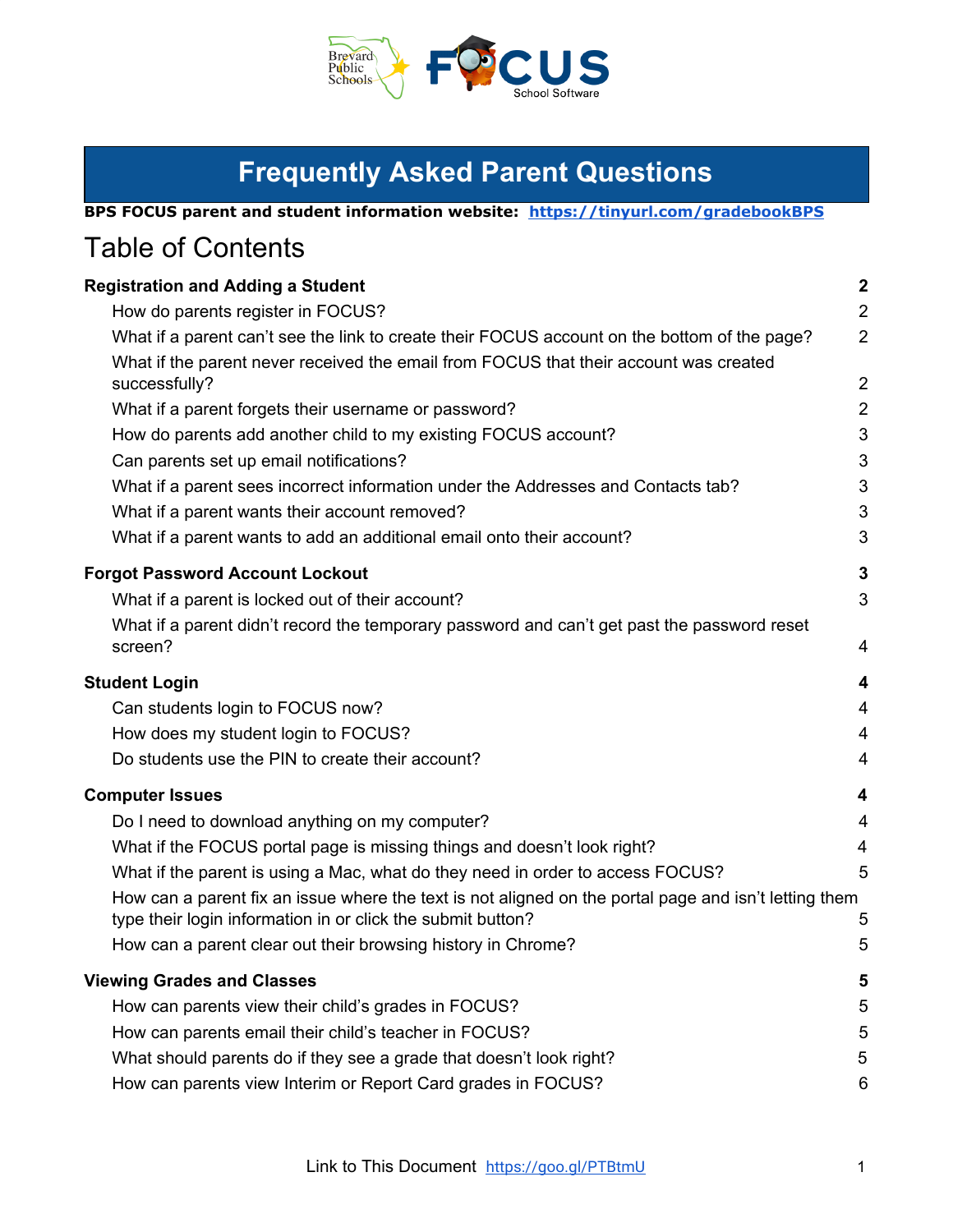# Frequently Asked Parent Questions

**BPS FOCUS parent and student information website: https://tinyurl.com/gradebookBPS**

## Table of Contents

**Registration and Adding a Student** **2**
- How do parents register in FOCUS? 2
- What if a parent can't see the link to create their FOCUS account on the bottom of the page? 2
- What if the parent never received the email from FOCUS that their account was created successfully? 2
- What if a parent forgets their username or password? 2
- How do parents add another child to my existing FOCUS account? 3
- Can parents set up email notifications? 3
- What if a parent sees incorrect information under the Addresses and Contacts tab? 3
- What if a parent wants their account removed? 3
- What if a parent wants to add an additional email onto their account? 3

**Forgot Password Account Lockout** **3**
- What if a parent is locked out of their account? 3
- What if a parent didn't record the temporary password and can't get past the password reset screen? 4

**Student Login** **4**
- Can students login to FOCUS now? 4
- How does my student login to FOCUS? 4
- Do students use the PIN to create their account? 4

**Computer Issues** **4**
- Do I need to download anything on my computer? 4
- What if the FOCUS portal page is missing things and doesn't look right? 4
- What if the parent is using a Mac, what do they need in order to access FOCUS? 5
- How can a parent fix an issue where the text is not aligned on the portal page and isn't letting them type their login information in or click the submit button? 5
- How can a parent clear out their browsing history in Chrome? 5

**Viewing Grades and Classes** **5**
- How can parents view their child's grades in FOCUS? 5
- How can parents email their child's teacher in FOCUS? 5
- What should parents do if they see a grade that doesn't look right? 5
- How can parents view Interim or Report Card grades in FOCUS? 6

Link to This Document https://goo.gl/PTBtmU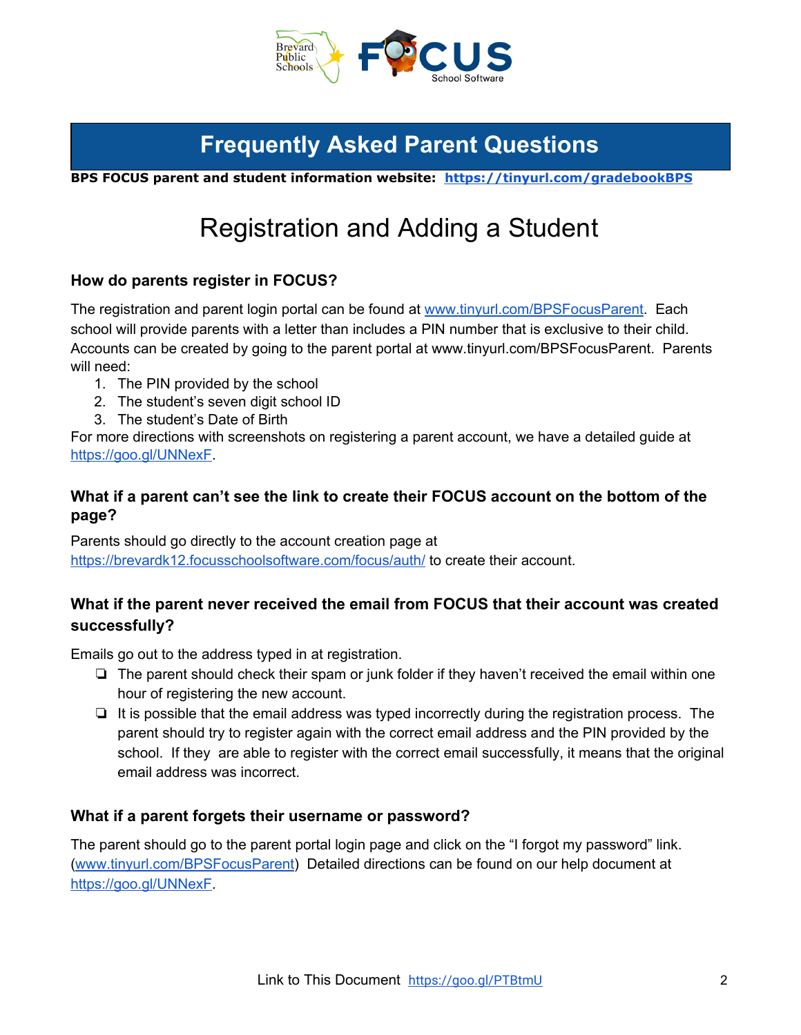# Frequently Asked Parent Questions

**BPS FOCUS parent and student information website: https://tinyurl.com/gradebookBPS**

## Registration and Adding a Student

### How do parents register in FOCUS?

The registration and parent login portal can be found at www.tinyurl.com/BPSFocusParent. Each school will provide parents with a letter than includes a PIN number that is exclusive to their child. Accounts can be created by going to the parent portal at www.tinyurl.com/BPSFocusParent. Parents will need:

1. The PIN provided by the school
2. The student's seven digit school ID
3. The student's Date of Birth

For more directions with screenshots on registering a parent account, we have a detailed guide at https://goo.gl/UNNexF.

### What if a parent can't see the link to create their FOCUS account on the bottom of the page?

Parents should go directly to the account creation page at https://brevardk12.focusschoolsoftware.com/focus/auth/ to create their account.

### What if the parent never received the email from FOCUS that their account was created successfully?

Emails go out to the address typed in at registration.

- The parent should check their spam or junk folder if they haven't received the email within one hour of registering the new account.
- It is possible that the email address was typed incorrectly during the registration process. The parent should try to register again with the correct email address and the PIN provided by the school. If they are able to register with the correct email successfully, it means that the original email address was incorrect.

### What if a parent forgets their username or password?

The parent should go to the parent portal login page and click on the "I forgot my password" link. (www.tinyurl.com/BPSFocusParent) Detailed directions can be found on our help document at https://goo.gl/UNNexF.

Link to This Document https://goo.gl/PTBtmU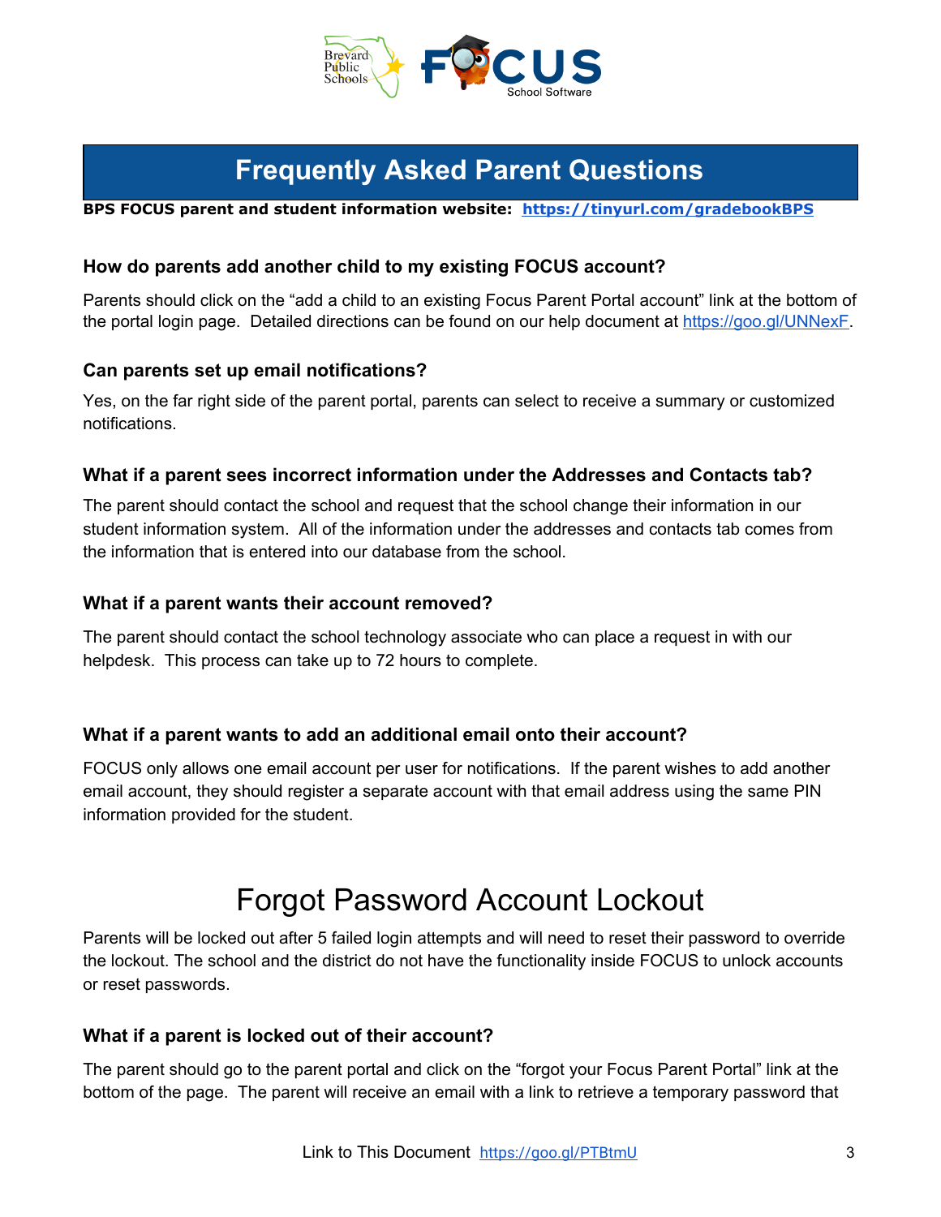# Frequently Asked Parent Questions

**BPS FOCUS parent and student information website: https://tinyurl.com/gradebookBPS**

### How do parents add another child to my existing FOCUS account?

Parents should click on the "add a child to an existing Focus Parent Portal account" link at the bottom of the portal login page. Detailed directions can be found on our help document at https://goo.gl/UNNexF.

### Can parents set up email notifications?

Yes, on the far right side of the parent portal, parents can select to receive a summary or customized notifications.

### What if a parent sees incorrect information under the Addresses and Contacts tab?

The parent should contact the school and request that the school change their information in our student information system. All of the information under the addresses and contacts tab comes from the information that is entered into our database from the school.

### What if a parent wants their account removed?

The parent should contact the school technology associate who can place a request in with our helpdesk. This process can take up to 72 hours to complete.

### What if a parent wants to add an additional email onto their account?

FOCUS only allows one email account per user for notifications. If the parent wishes to add another email account, they should register a separate account with that email address using the same PIN information provided for the student.

# Forgot Password Account Lockout

Parents will be locked out after 5 failed login attempts and will need to reset their password to override the lockout. The school and the district do not have the functionality inside FOCUS to unlock accounts or reset passwords.

### What if a parent is locked out of their account?

The parent should go to the parent portal and click on the "forgot your Focus Parent Portal" link at the bottom of the page. The parent will receive an email with a link to retrieve a temporary password that

Link to This Document https://goo.gl/PTBtmU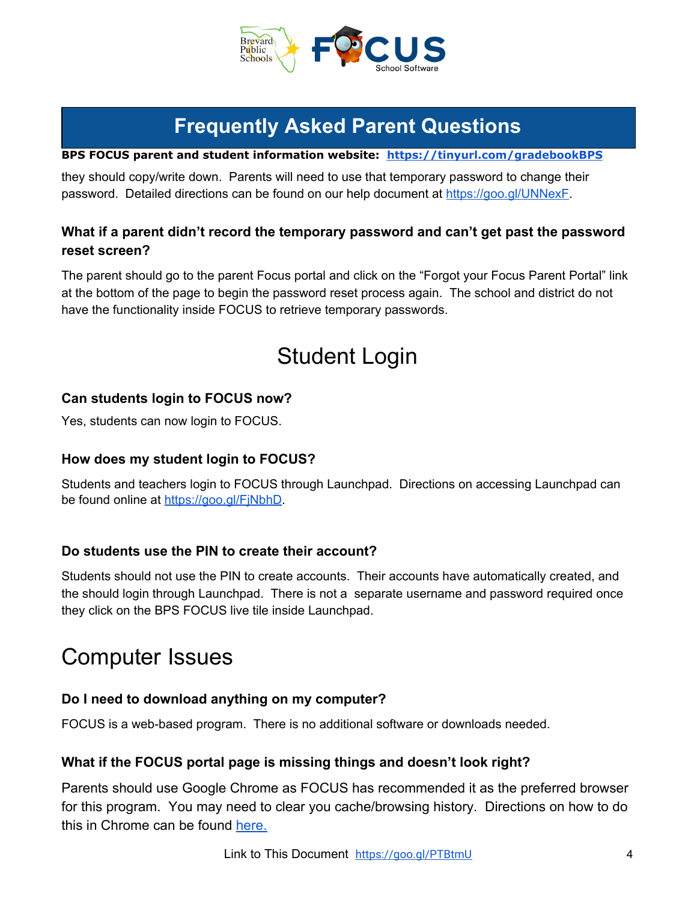# Frequently Asked Parent Questions

**BPS FOCUS parent and student information website: https://tinyurl.com/gradebookBPS**

they should copy/write down. Parents will need to use that temporary password to change their password. Detailed directions can be found on our help document at https://goo.gl/UNNexF.

### What if a parent didn't record the temporary password and can't get past the password reset screen?

The parent should go to the parent Focus portal and click on the "Forgot your Focus Parent Portal" link at the bottom of the page to begin the password reset process again. The school and district do not have the functionality inside FOCUS to retrieve temporary passwords.

## Student Login

### Can students login to FOCUS now?

Yes, students can now login to FOCUS.

### How does my student login to FOCUS?

Students and teachers login to FOCUS through Launchpad. Directions on accessing Launchpad can be found online at https://goo.gl/FjNbhD.

### Do students use the PIN to create their account?

Students should not use the PIN to create accounts. Their accounts have automatically created, and the should login through Launchpad. There is not a separate username and password required once they click on the BPS FOCUS live tile inside Launchpad.

## Computer Issues

### Do I need to download anything on my computer?

FOCUS is a web-based program. There is no additional software or downloads needed.

### What if the FOCUS portal page is missing things and doesn't look right?

Parents should use Google Chrome as FOCUS has recommended it as the preferred browser for this program. You may need to clear you cache/browsing history. Directions on how to do this in Chrome can be found here.

Link to This Document https://goo.gl/PTBtmU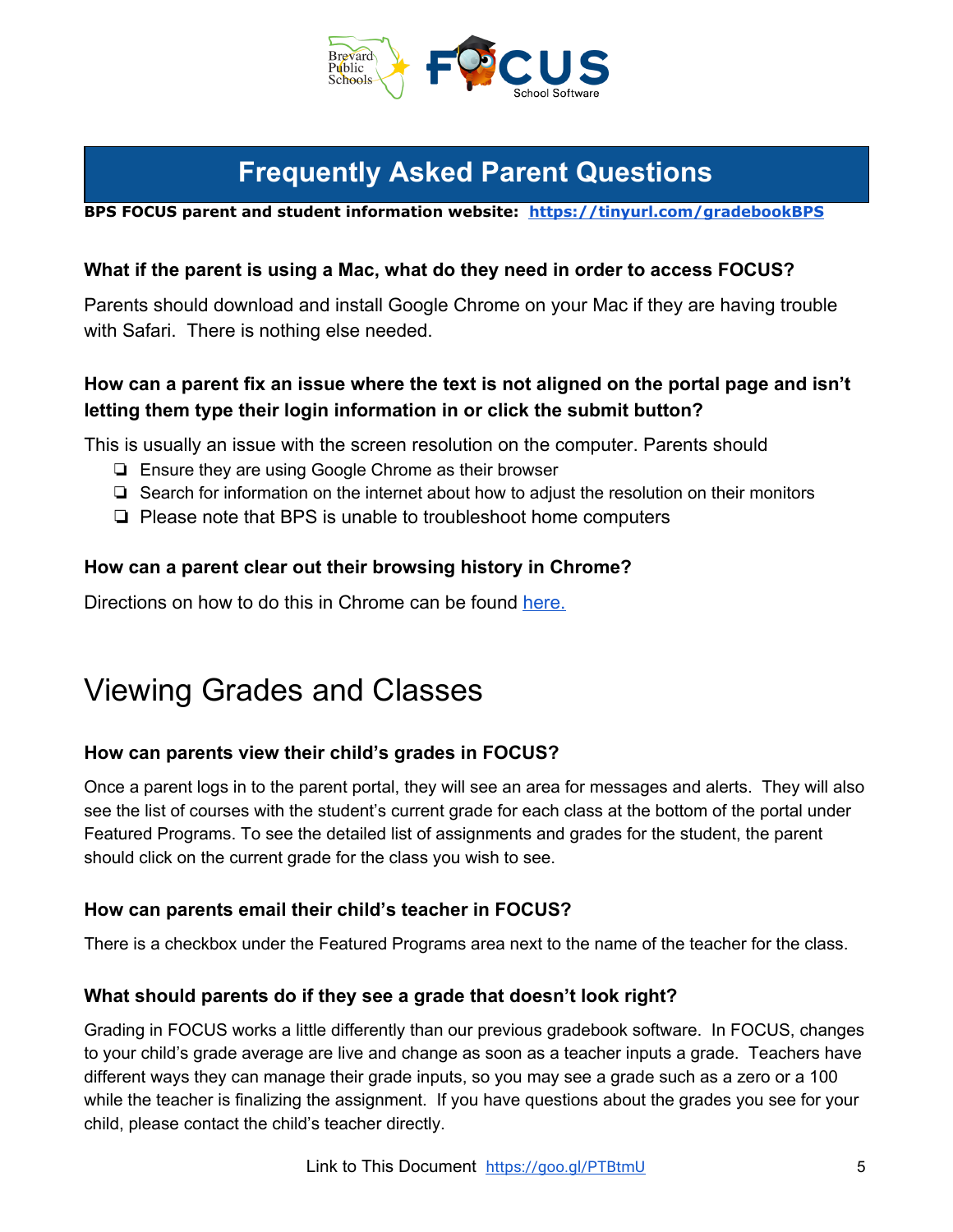## Frequently Asked Parent Questions

**BPS FOCUS parent and student information website: [https://tinyurl.com/gradebookBPS](https://tinyurl.com/gradebookBPS)**

#### What if the parent is using a Mac, what do they need in order to access FOCUS?

Parents should download and install Google Chrome on your Mac if they are having trouble with Safari. There is nothing else needed.

#### How can a parent fix an issue where the text is not aligned on the portal page and isn't letting them type their login information in or click the submit button?

This is usually an issue with the screen resolution on the computer. Parents should

- Ensure they are using Google Chrome as their browser
- Search for information on the internet about how to adjust the resolution on their monitors
- Please note that BPS is unable to troubleshoot home computers

#### How can a parent clear out their browsing history in Chrome?

Directions on how to do this in Chrome can be found [here.](here.)

# Viewing Grades and Classes

#### How can parents view their child's grades in FOCUS?

Once a parent logs in to the parent portal, they will see an area for messages and alerts. They will also see the list of courses with the student's current grade for each class at the bottom of the portal under Featured Programs. To see the detailed list of assignments and grades for the student, the parent should click on the current grade for the class you wish to see.

#### How can parents email their child's teacher in FOCUS?

There is a checkbox under the Featured Programs area next to the name of the teacher for the class.

#### What should parents do if they see a grade that doesn't look right?

Grading in FOCUS works a little differently than our previous gradebook software. In FOCUS, changes to your child's grade average are live and change as soon as a teacher inputs a grade. Teachers have different ways they can manage their grade inputs, so you may see a grade such as a zero or a 100 while the teacher is finalizing the assignment. If you have questions about the grades you see for your child, please contact the child's teacher directly.

Link to This Document [https://goo.gl/PTBtmU](https://goo.gl/PTBtmU)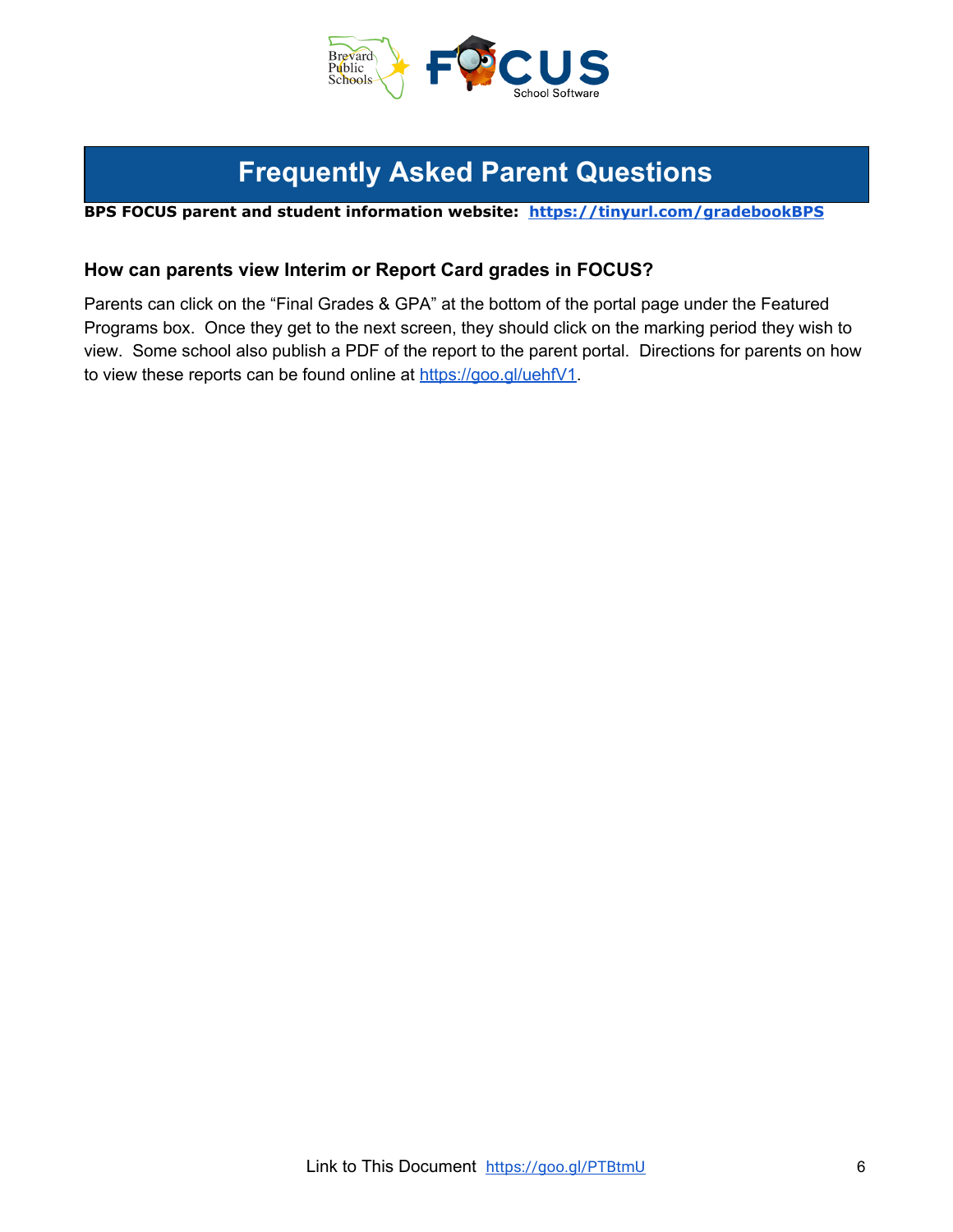# Frequently Asked Parent Questions

**BPS FOCUS parent and student information website: https://tinyurl.com/gradebookBPS**

### How can parents view Interim or Report Card grades in FOCUS?

Parents can click on the "Final Grades & GPA" at the bottom of the portal page under the Featured Programs box. Once they get to the next screen, they should click on the marking period they wish to view. Some school also publish a PDF of the report to the parent portal. Directions for parents on how to view these reports can be found online at https://goo.gl/uehfV1.

Link to This Document https://goo.gl/PTBtmU